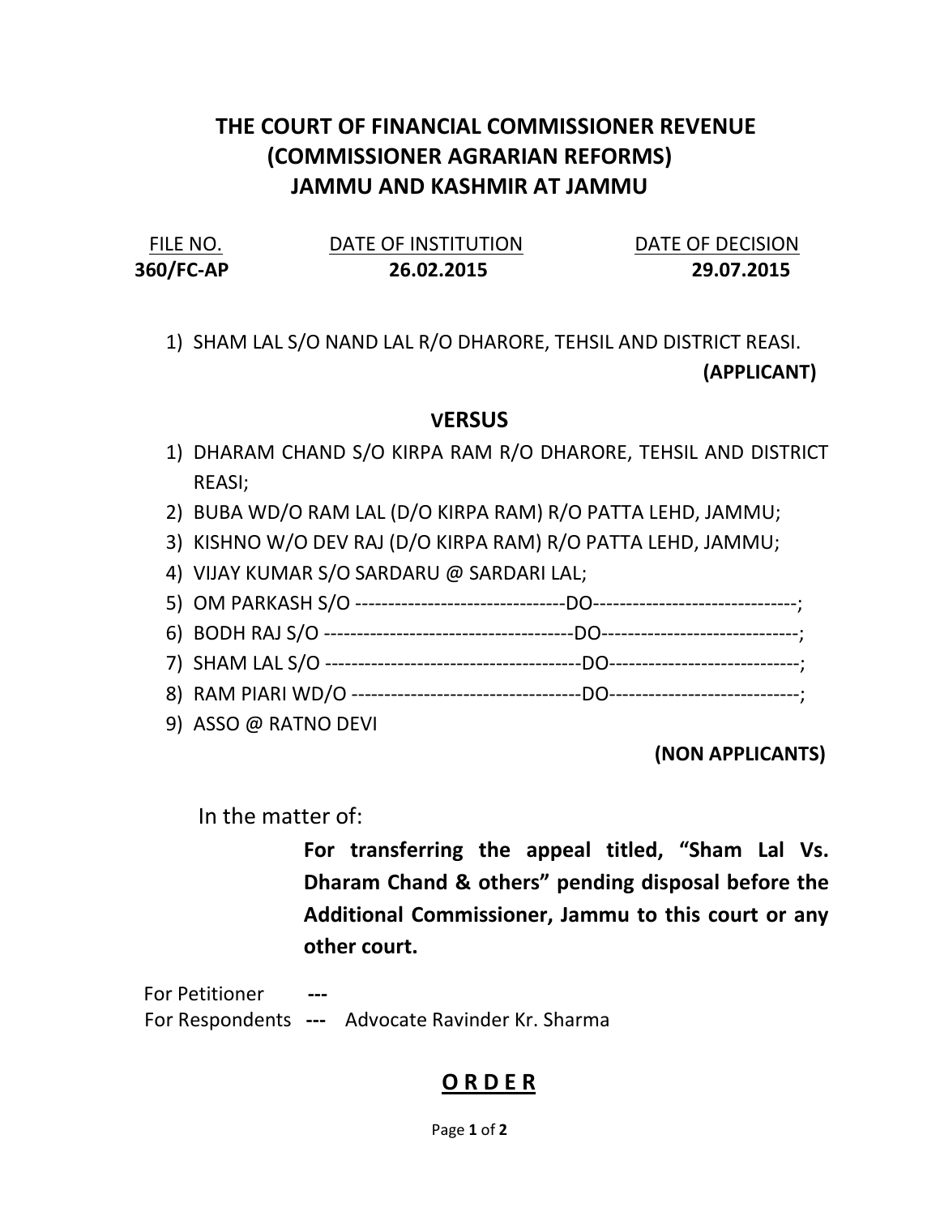# THE COURT OF FINANCIAL COMMISSIONER REVENUE (COMMISSIONER AGRARIAN REFORMS) JAMMU AND KASHMIR AT JAMMU

| FILE NO. | DATE OF INSTITUTION | DATE OF DECISION |
|---|---|---|
| **360/FC-AP** | **26.02.2015** | **29.07.2015** |

1) SHAM LAL S/O NAND LAL R/O DHARORE, TEHSIL AND DISTRICT REASI.

**(APPLICANT)**

**VERSUS**

1) DHARAM CHAND S/O KIRPA RAM R/O DHARORE, TEHSIL AND DISTRICT REASI;
2) BUBA WD/O RAM LAL (D/O KIRPA RAM) R/O PATTA LEHD, JAMMU;
3) KISHNO W/O DEV RAJ (D/O KIRPA RAM) R/O PATTA LEHD, JAMMU;
4) VIJAY KUMAR S/O SARDARU @ SARDARI LAL;
5) OM PARKASH S/O --------------------------------DO-------------------------------;
6) BODH RAJ S/O --------------------------------------DO------------------------------;
7) SHAM LAL S/O ---------------------------------------DO-----------------------------;
8) RAM PIARI WD/O -----------------------------------DO-----------------------------;
9) ASSO @ RATNO DEVI

**(NON APPLICANTS)**

In the matter of:

**For transferring the appeal titled, "Sham Lal Vs. Dharam Chand & others" pending disposal before the Additional Commissioner, Jammu to this court or any other court.**

For Petitioner **---**

For Respondents **---** Advocate Ravinder Kr. Sharma

## O R D E R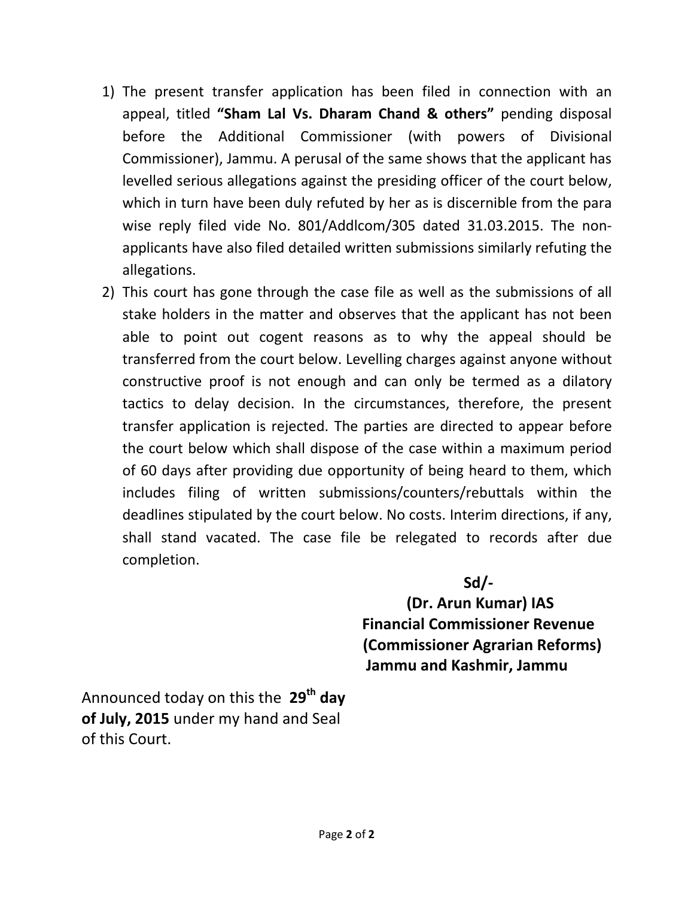1) The present transfer application has been filed in connection with an appeal, titled **"Sham Lal Vs. Dharam Chand & others"** pending disposal before the Additional Commissioner (with powers of Divisional Commissioner), Jammu. A perusal of the same shows that the applicant has levelled serious allegations against the presiding officer of the court below, which in turn have been duly refuted by her as is discernible from the para wise reply filed vide No. 801/Addlcom/305 dated 31.03.2015. The non-applicants have also filed detailed written submissions similarly refuting the allegations.
2) This court has gone through the case file as well as the submissions of all stake holders in the matter and observes that the applicant has not been able to point out cogent reasons as to why the appeal should be transferred from the court below. Levelling charges against anyone without constructive proof is not enough and can only be termed as a dilatory tactics to delay decision. In the circumstances, therefore, the present transfer application is rejected. The parties are directed to appear before the court below which shall dispose of the case within a maximum period of 60 days after providing due opportunity of being heard to them, which includes filing of written submissions/counters/rebuttals within the deadlines stipulated by the court below. No costs. Interim directions, if any, shall stand vacated. The case file be relegated to records after due completion.

**Sd/-**
**(Dr. Arun Kumar) IAS**
**Financial Commissioner Revenue**
**(Commissioner Agrarian Reforms)**
**Jammu and Kashmir, Jammu**

Announced today on this the **29th day of July, 2015** under my hand and Seal of this Court.